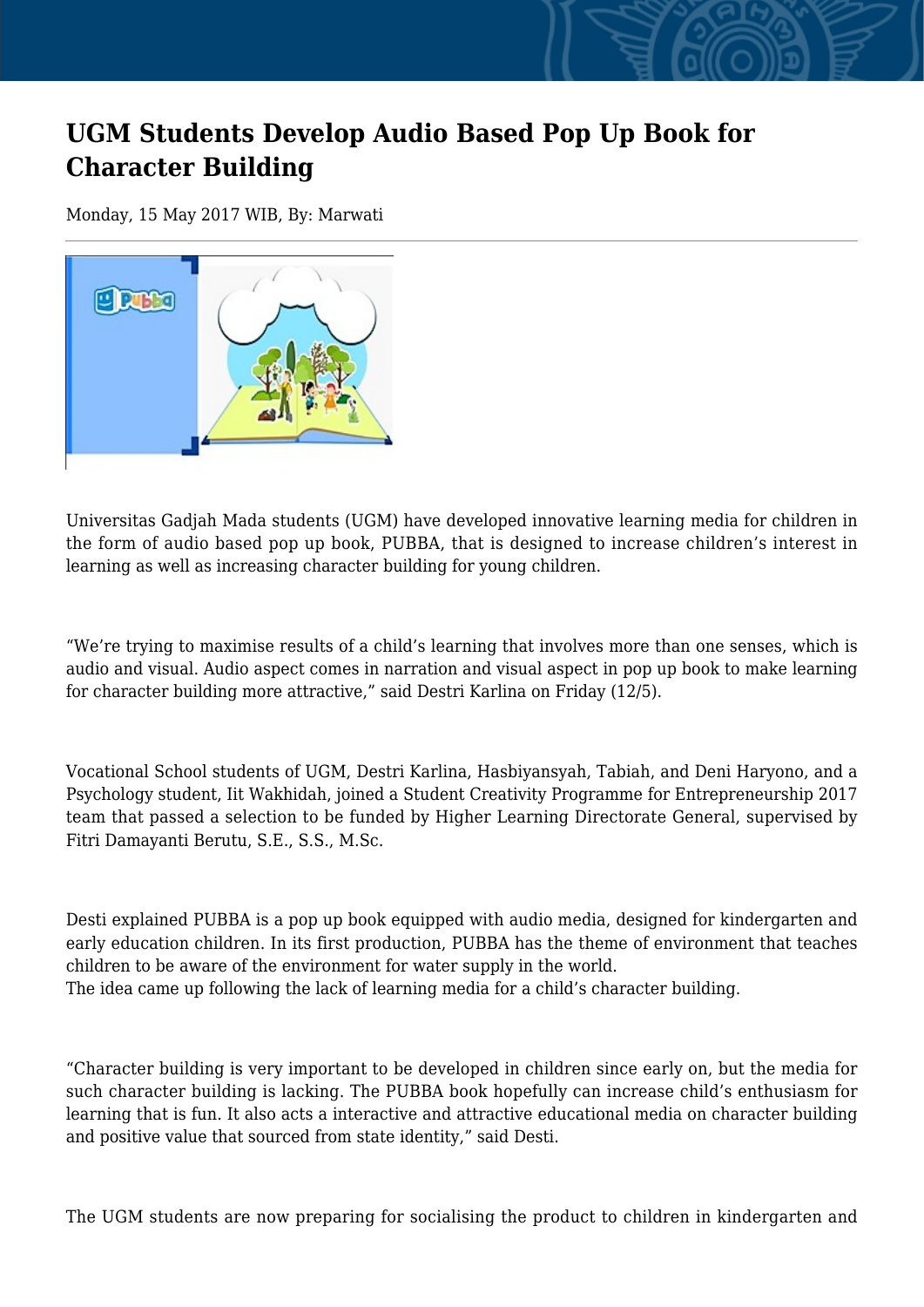# UGM Students Develop Audio Based Pop Up Book for Character Building

Monday, 15 May 2017 WIB, By: Marwati

Universitas Gadjah Mada students (UGM) have developed innovative learning media for children in the form of audio based pop up book, PUBBA, that is designed to increase children's interest in learning as well as increasing character building for young children.

"We're trying to maximise results of a child's learning that involves more than one senses, which is audio and visual. Audio aspect comes in narration and visual aspect in pop up book to make learning for character building more attractive," said Destri Karlina on Friday (12/5).

Vocational School students of UGM, Destri Karlina, Hasbiyansyah, Tabiah, and Deni Haryono, and a Psychology student, Iit Wakhidah, joined a Student Creativity Programme for Entrepreneurship 2017 team that passed a selection to be funded by Higher Learning Directorate General, supervised by Fitri Damayanti Berutu, S.E., S.S., M.Sc.

Desti explained PUBBA is a pop up book equipped with audio media, designed for kindergarten and early education children. In its first production, PUBBA has the theme of environment that teaches children to be aware of the environment for water supply in the world.
The idea came up following the lack of learning media for a child's character building.

"Character building is very important to be developed in children since early on, but the media for such character building is lacking. The PUBBA book hopefully can increase child's enthusiasm for learning that is fun. It also acts a interactive and attractive educational media on character building and positive value that sourced from state identity," said Desti.

The UGM students are now preparing for socialising the product to children in kindergarten and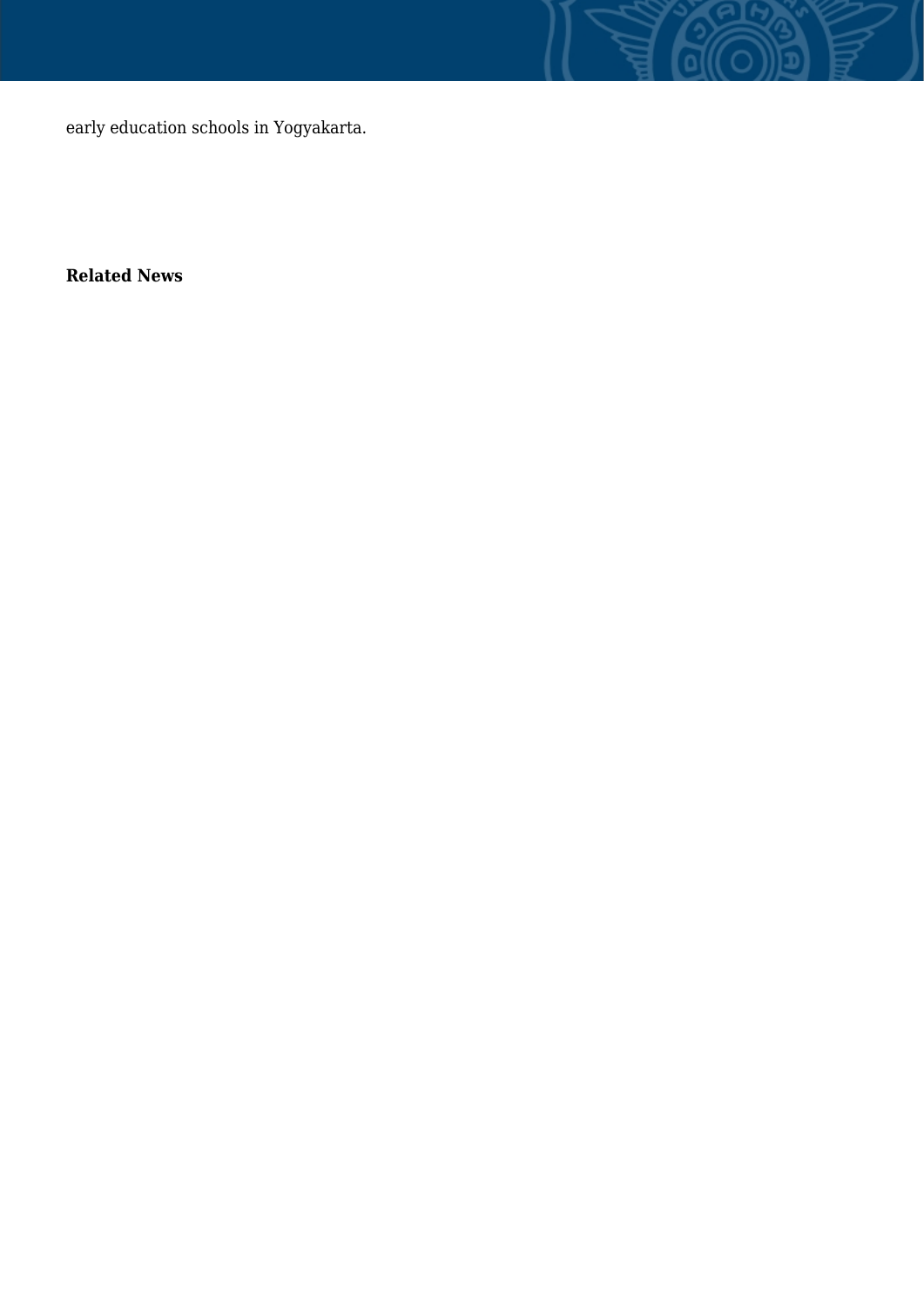early education schools in Yogyakarta.

**Related News**